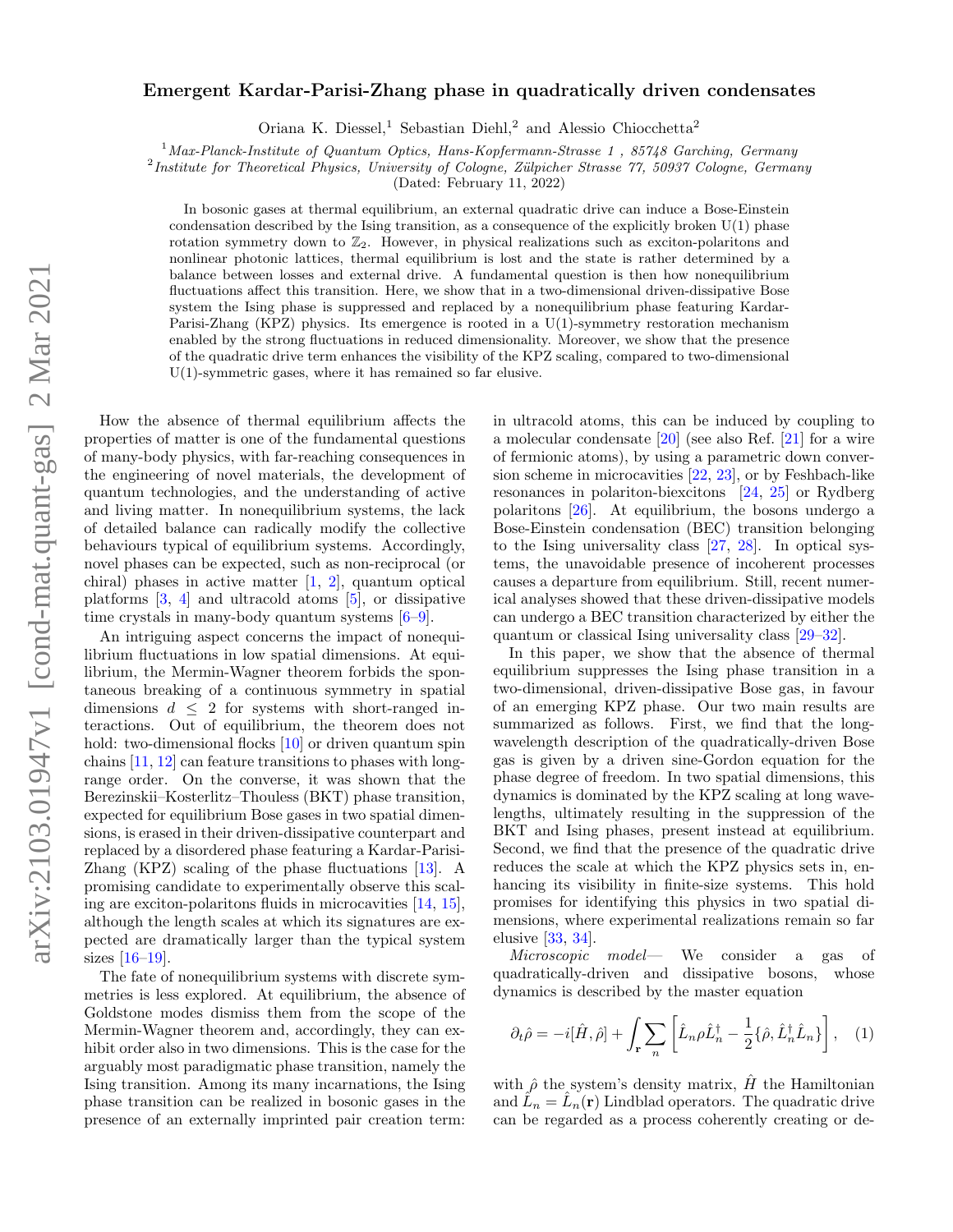# Emergent Kardar-Parisi-Zhang phase in quadratically driven condensates

Oriana K. Diessel,[1] Sebastian Diehl,[2] and Alessio Chiocchetta[2]

[1] *Max-Planck-Institute of Quantum Optics, Hans-Kopfermann-Strasse 1 , 85748 Garching, Germany*
[2] *Institute for Theoretical Physics, University of Cologne, Zülpicher Strasse 77, 50937 Cologne, Germany*

(Dated: February 11, 2022)

In bosonic gases at thermal equilibrium, an external quadratic drive can induce a Bose-Einstein condensation described by the Ising transition, as a consequence of the explicitly broken U(1) phase rotation symmetry down to $\mathbb{Z}_2$. However, in physical realizations such as exciton-polaritons and nonlinear photonic lattices, thermal equilibrium is lost and the state is rather determined by a balance between losses and external drive. A fundamental question is then how nonequilibrium fluctuations affect this transition. Here, we show that in a two-dimensional driven-dissipative Bose system the Ising phase is suppressed and replaced by a nonequilibrium phase featuring Kardar-Parisi-Zhang (KPZ) physics. Its emergence is rooted in a U(1)-symmetry restoration mechanism enabled by the strong fluctuations in reduced dimensionality. Moreover, we show that the presence of the quadratic drive term enhances the visibility of the KPZ scaling, compared to two-dimensional U(1)-symmetric gases, where it has remained so far elusive.

How the absence of thermal equilibrium affects the properties of matter is one of the fundamental questions of many-body physics, with far-reaching consequences in the engineering of novel materials, the development of quantum technologies, and the understanding of active and living matter. In nonequilibrium systems, the lack of detailed balance can radically modify the collective behaviours typical of equilibrium systems. Accordingly, novel phases can be expected, such as non-reciprocal (or chiral) phases in active matter [1, 2], quantum optical platforms [3, 4] and ultracold atoms [5], or dissipative time crystals in many-body quantum systems [6–9].

An intriguing aspect concerns the impact of nonequilibrium fluctuations in low spatial dimensions. At equilibrium, the Mermin-Wagner theorem forbids the spontaneous breaking of a continuous symmetry in spatial dimensions $d \leq 2$ for systems with short-ranged interactions. Out of equilibrium, the theorem does not hold: two-dimensional flocks [10] or driven quantum spin chains [11, 12] can feature transitions to phases with long-range order. On the converse, it was shown that the Berezinskii–Kosterlitz–Thouless (BKT) phase transition, expected for equilibrium Bose gases in two spatial dimensions, is erased in their driven-dissipative counterpart and replaced by a disordered phase featuring a Kardar-Parisi-Zhang (KPZ) scaling of the phase fluctuations [13]. A promising candidate to experimentally observe this scaling are exciton-polaritons fluids in microcavities [14, 15], although the length scales at which its signatures are expected are dramatically larger than the typical system sizes [16–19].

The fate of nonequilibrium systems with discrete symmetries is less explored. At equilibrium, the absence of Goldstone modes dismiss them from the scope of the Mermin-Wagner theorem and, accordingly, they can exhibit order also in two dimensions. This is the case for the arguably most paradigmatic phase transition, namely the Ising transition. Among its many incarnations, the Ising phase transition can be realized in bosonic gases in the presence of an externally imprinted pair creation term: in ultracold atoms, this can be induced by coupling to a molecular condensate [20] (see also Ref. [21] for a wire of fermionic atoms), by using a parametric down conversion scheme in microcavities [22, 23], or by Feshbach-like resonances in polariton-biexcitons [24, 25] or Rydberg polaritons [26]. At equilibrium, the bosons undergo a Bose-Einstein condensation (BEC) transition belonging to the Ising universality class [27, 28]. In optical systems, the unavoidable presence of incoherent processes causes a departure from equilibrium. Still, recent numerical analyses showed that these driven-dissipative models can undergo a BEC transition characterized by either the quantum or classical Ising universality class [29–32].

In this paper, we show that the absence of thermal equilibrium suppresses the Ising phase transition in a two-dimensional, driven-dissipative Bose gas, in favour of an emerging KPZ phase. Our two main results are summarized as follows. First, we find that the long-wavelength description of the quadratically-driven Bose gas is given by a driven sine-Gordon equation for the phase degree of freedom. In two spatial dimensions, this dynamics is dominated by the KPZ scaling at long wavelengths, ultimately resulting in the suppression of the BKT and Ising phases, present instead at equilibrium. Second, we find that the presence of the quadratic drive reduces the scale at which the KPZ physics sets in, enhancing its visibility in finite-size systems. This hold promises for identifying this physics in two spatial dimensions, where experimental realizations remain so far elusive [33, 34].

*Microscopic model*— We consider a gas of quadratically-driven and dissipative bosons, whose dynamics is described by the master equation

$$\partial_t \hat{\rho} = -i[\hat{H}, \hat{\rho}] + \int_{\mathbf{r}} \sum_n \left[ \hat{L}_n \rho \hat{L}_n^\dagger - \frac{1}{2}\{\hat{\rho}, \hat{L}_n^\dagger \hat{L}_n\} \right], \quad (1)$$

with $\hat{\rho}$ the system's density matrix, $\hat{H}$ the Hamiltonian and $\hat{L}_n = \hat{L}_n(\mathbf{r})$ Lindblad operators. The quadratic drive can be regarded as a process coherently creating or de-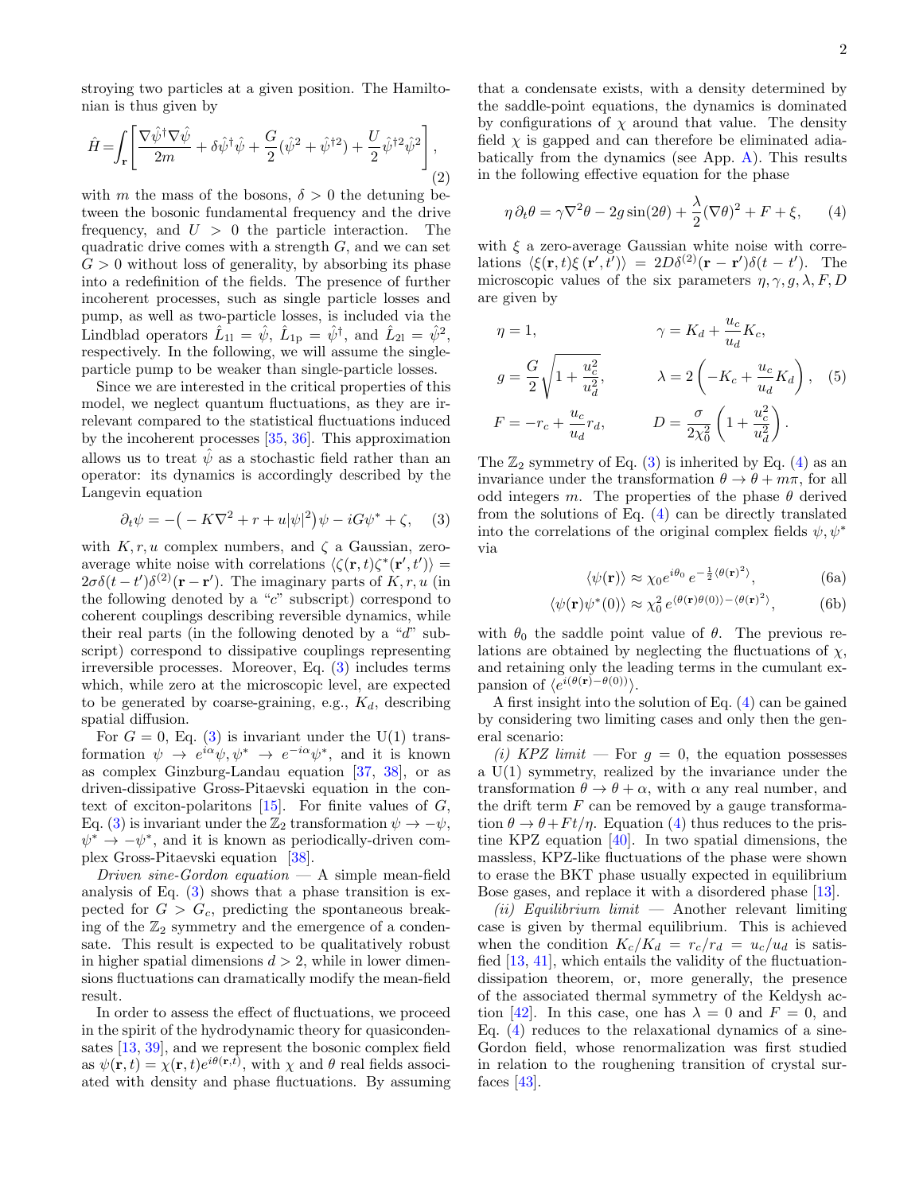stroying two particles at a given position. The Hamiltonian is thus given by

$$\hat{H}=\int_{\mathbf{r}}\left[\frac{\nabla\hat{\psi}^{\dagger}\nabla\hat{\psi}}{2m}+\delta\hat{\psi}^{\dagger}\hat{\psi}+\frac{G}{2}(\hat{\psi}^{2}+\hat{\psi}^{\dagger 2})+\frac{U}{2}\hat{\psi}^{\dagger 2}\hat{\psi}^{2}\right], \tag{2}$$

with $m$ the mass of the bosons, $\delta>0$ the detuning between the bosonic fundamental frequency and the drive frequency, and $U>0$ the particle interaction. The quadratic drive comes with a strength $G$, and we can set $G>0$ without loss of generality, by absorbing its phase into a redefinition of the fields. The presence of further incoherent processes, such as single particle losses and pump, as well as two-particle losses, is included via the Lindblad operators $\hat{L}_{1\mathrm{l}}=\hat{\psi}$, $\hat{L}_{1\mathrm{p}}=\hat{\psi}^{\dagger}$, and $\hat{L}_{2\mathrm{l}}=\hat{\psi}^{2}$, respectively. In the following, we will assume the single-particle pump to be weaker than single-particle losses.

Since we are interested in the critical properties of this model, we neglect quantum fluctuations, as they are irrelevant compared to the statistical fluctuations induced by the incoherent processes [35, 36]. This approximation allows us to treat $\hat{\psi}$ as a stochastic field rather than an operator: its dynamics is accordingly described by the Langevin equation

$$\partial_t\psi=-\big(-K\nabla^2+r+u|\psi|^2\big)\psi-iG\psi^{*}+\zeta, \tag{3}$$

with $K,r,u$ complex numbers, and $\zeta$ a Gaussian, zero-average white noise with correlations $\langle\zeta(\mathbf{r},t)\zeta^{*}(\mathbf{r}',t')\rangle=2\sigma\delta(t-t')\delta^{(2)}(\mathbf{r}-\mathbf{r}')$. The imaginary parts of $K,r,u$ (in the following denoted by a "$c$" subscript) correspond to coherent couplings describing reversible dynamics, while their real parts (in the following denoted by a "$d$" subscript) correspond to dissipative couplings representing irreversible processes. Moreover, Eq. (3) includes terms which, while zero at the microscopic level, are expected to be generated by coarse-graining, e.g., $K_d$, describing spatial diffusion.

For $G=0$, Eq. (3) is invariant under the U(1) transformation $\psi\to e^{i\alpha}\psi,\psi^{*}\to e^{-i\alpha}\psi^{*}$, and it is known as complex Ginzburg-Landau equation [37, 38], or as driven-dissipative Gross-Pitaevski equation in the context of exciton-polaritons [15]. For finite values of $G$, Eq. (3) is invariant under the $\mathbb{Z}_2$ transformation $\psi\to-\psi$, $\psi^{*}\to-\psi^{*}$, and it is known as periodically-driven complex Gross-Pitaevski equation [38].

*Driven sine-Gordon equation* — A simple mean-field analysis of Eq. (3) shows that a phase transition is expected for $G>G_c$, predicting the spontaneous breaking of the $\mathbb{Z}_2$ symmetry and the emergence of a condensate. This result is expected to be qualitatively robust in higher spatial dimensions $d>2$, while in lower dimensions fluctuations can dramatically modify the mean-field result.

In order to assess the effect of fluctuations, we proceed in the spirit of the hydrodynamic theory for quasicondensates [13, 39], and we represent the bosonic complex field as $\psi(\mathbf{r},t)=\chi(\mathbf{r},t)e^{i\theta(\mathbf{r},t)}$, with $\chi$ and $\theta$ real fields associated with density and phase fluctuations. By assuming that a condensate exists, with a density determined by the saddle-point equations, the dynamics is dominated by configurations of $\chi$ around that value. The density field $\chi$ is gapped and can therefore be eliminated adiabatically from the dynamics (see App. A). This results in the following effective equation for the phase

$$\eta\,\partial_t\theta=\gamma\nabla^2\theta-2g\sin(2\theta)+\frac{\lambda}{2}(\nabla\theta)^2+F+\xi, \tag{4}$$

with $\xi$ a zero-average Gaussian white noise with correlations $\langle\xi(\mathbf{r},t)\xi(\mathbf{r}',t')\rangle=2D\delta^{(2)}(\mathbf{r}-\mathbf{r}')\delta(t-t')$. The microscopic values of the six parameters $\eta,\gamma,g,\lambda,F,D$ are given by

$$\begin{aligned}
&\eta=1, && \gamma=K_d+\frac{u_c}{u_d}K_c,\\
&g=\frac{G}{2}\sqrt{1+\frac{u_c^2}{u_d^2}}, && \lambda=2\left(-K_c+\frac{u_c}{u_d}K_d\right),\\
&F=-r_c+\frac{u_c}{u_d}r_d, && D=\frac{\sigma}{2\chi_0^2}\left(1+\frac{u_c^2}{u_d^2}\right).
\end{aligned} \tag{5}$$

The $\mathbb{Z}_2$ symmetry of Eq. (3) is inherited by Eq. (4) as an invariance under the transformation $\theta\to\theta+m\pi$, for all odd integers $m$. The properties of the phase $\theta$ derived from the solutions of Eq. (4) can be directly translated into the correlations of the original complex fields $\psi,\psi^{*}$ via

$$\langle\psi(\mathbf{r})\rangle\approx\chi_0 e^{i\theta_0}\,e^{-\frac{1}{2}\langle\theta(\mathbf{r})^2\rangle}, \tag{6a}$$

$$\langle\psi(\mathbf{r})\psi^{*}(0)\rangle\approx\chi_0^2\,e^{\langle\theta(\mathbf{r})\theta(0)\rangle-\langle\theta(\mathbf{r})^2\rangle}, \tag{6b}$$

with $\theta_0$ the saddle point value of $\theta$. The previous relations are obtained by neglecting the fluctuations of $\chi$, and retaining only the leading terms in the cumulant expansion of $\langle e^{i(\theta(\mathbf{r})-\theta(0))}\rangle$.

A first insight into the solution of Eq. (4) can be gained by considering two limiting cases and only then the general scenario:

*(i) KPZ limit* — For $g=0$, the equation possesses a U(1) symmetry, realized by the invariance under the transformation $\theta\to\theta+\alpha$, with $\alpha$ any real number, and the drift term $F$ can be removed by a gauge transformation $\theta\to\theta+Ft/\eta$. Equation (4) thus reduces to the pristine KPZ equation [40]. In two spatial dimensions, the massless, KPZ-like fluctuations of the phase were shown to erase the BKT phase usually expected in equilibrium Bose gases, and replace it with a disordered phase [13].

*(ii) Equilibrium limit* — Another relevant limiting case is given by thermal equilibrium. This is achieved when the condition $K_c/K_d=r_c/r_d=u_c/u_d$ is satisfied [13, 41], which entails the validity of the fluctuation-dissipation theorem, or, more generally, the presence of the associated thermal symmetry of the Keldysh action [42]. In this case, one has $\lambda=0$ and $F=0$, and Eq. (4) reduces to the relaxational dynamics of a sine-Gordon field, whose renormalization was first studied in relation to the roughening transition of crystal surfaces [43].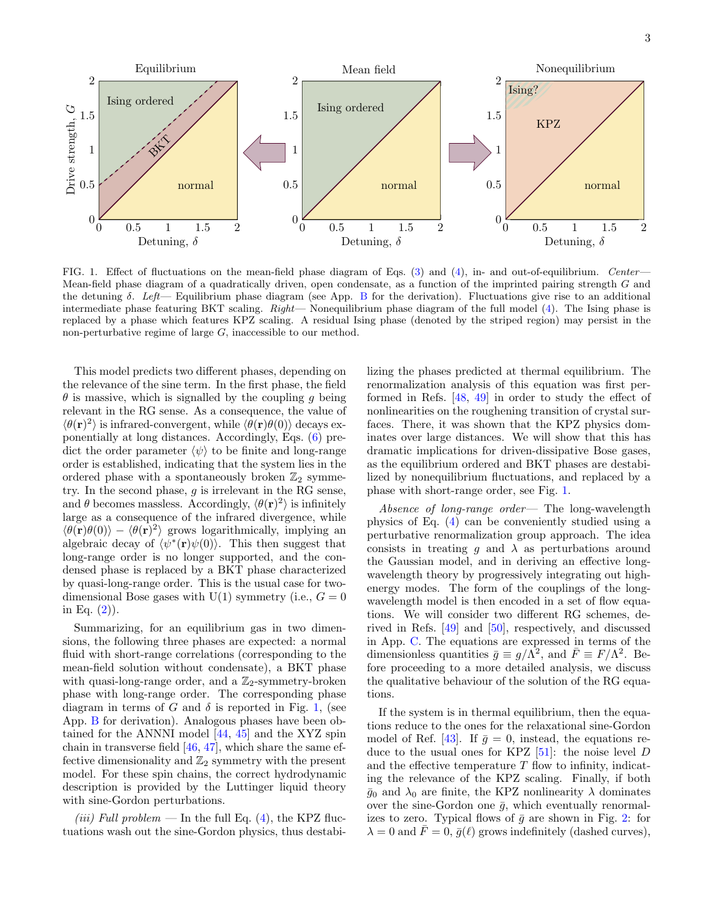FIG. 1. Effect of fluctuations on the mean-field phase diagram of Eqs. (3) and (4), in- and out-of-equilibrium. *Center*— Mean-field phase diagram of a quadratically driven, open condensate, as a function of the imprinted pairing strength $G$ and the detuning $\delta$. *Left*— Equilibrium phase diagram (see App. B for the derivation). Fluctuations give rise to an additional intermediate phase featuring BKT scaling. *Right*— Nonequilibrium phase diagram of the full model (4). The Ising phase is replaced by a phase which features KPZ scaling. A residual Ising phase (denoted by the striped region) may persist in the non-perturbative regime of large $G$, inaccessible to our method.

This model predicts two different phases, depending on the relevance of the sine term. In the first phase, the field $\theta$ is massive, which is signalled by the coupling $g$ being relevant in the RG sense. As a consequence, the value of $\langle\theta(\mathbf{r})^2\rangle$ is infrared-convergent, while $\langle\theta(\mathbf{r})\theta(0)\rangle$ decays exponentially at long distances. Accordingly, Eqs. (6) predict the order parameter $\langle\psi\rangle$ to be finite and long-range order is established, indicating that the system lies in the ordered phase with a spontaneously broken $\mathbb{Z}_2$ symmetry. In the second phase, $g$ is irrelevant in the RG sense, and $\theta$ becomes massless. Accordingly, $\langle\theta(\mathbf{r})^2\rangle$ is infinitely large as a consequence of the infrared divergence, while $\langle\theta(\mathbf{r})\theta(0)\rangle - \langle\theta(\mathbf{r})^2\rangle$ grows logarithmically, implying an algebraic decay of $\langle\psi^*(\mathbf{r})\psi(0)\rangle$. This then suggest that long-range order is no longer supported, and the condensed phase is replaced by a BKT phase characterized by quasi-long-range order. This is the usual case for two-dimensional Bose gases with U(1) symmetry (i.e., $G = 0$ in Eq. (2)).

Summarizing, for an equilibrium gas in two dimensions, the following three phases are expected: a normal fluid with short-range correlations (corresponding to the mean-field solution without condensate), a BKT phase with quasi-long-range order, and a $\mathbb{Z}_2$-symmetry-broken phase with long-range order. The corresponding phase diagram in terms of $G$ and $\delta$ is reported in Fig. 1, (see App. B for derivation). Analogous phases have been obtained for the ANNNI model [44, 45] and the XYZ spin chain in transverse field [46, 47], which share the same effective dimensionality and $\mathbb{Z}_2$ symmetry with the present model. For these spin chains, the correct hydrodynamic description is provided by the Luttinger liquid theory with sine-Gordon perturbations.

*(iii) Full problem* — In the full Eq. (4), the KPZ fluctuations wash out the sine-Gordon physics, thus destabilizing the phases predicted at thermal equilibrium. The renormalization analysis of this equation was first performed in Refs. [48, 49] in order to study the effect of nonlinearities on the roughening transition of crystal surfaces. There, it was shown that the KPZ physics dominates over large distances. We will show that this has dramatic implications for driven-dissipative Bose gases, as the equilibrium ordered and BKT phases are destabilized by nonequilibrium fluctuations, and replaced by a phase with short-range order, see Fig. 1.

*Absence of long-range order*— The long-wavelength physics of Eq. (4) can be conveniently studied using a perturbative renormalization group approach. The idea consists in treating $g$ and $\lambda$ as perturbations around the Gaussian model, and in deriving an effective long-wavelength theory by progressively integrating out high-energy modes. The form of the couplings of the long-wavelength model is then encoded in a set of flow equations. We will consider two different RG schemes, derived in Refs. [49] and [50], respectively, and discussed in App. C. The equations are expressed in terms of the dimensionless quantities $\bar{g} \equiv g/\Lambda^2$, and $\bar{F} \equiv F/\Lambda^2$. Before proceeding to a more detailed analysis, we discuss the qualitative behaviour of the solution of the RG equations.

If the system is in thermal equilibrium, then the equations reduce to the ones for the relaxational sine-Gordon model of Ref. [43]. If $\bar{g} = 0$, instead, the equations reduce to the usual ones for KPZ [51]: the noise level $D$ and the effective temperature $T$ flow to infinity, indicating the relevance of the KPZ scaling. Finally, if both $\bar{g}_0$ and $\lambda_0$ are finite, the KPZ nonlinearity $\lambda$ dominates over the sine-Gordon one $\bar{g}$, which eventually renormalizes to zero. Typical flows of $\bar{g}$ are shown in Fig. 2: for $\lambda = 0$ and $\bar{F} = 0$, $\bar{g}(\ell)$ grows indefinitely (dashed curves),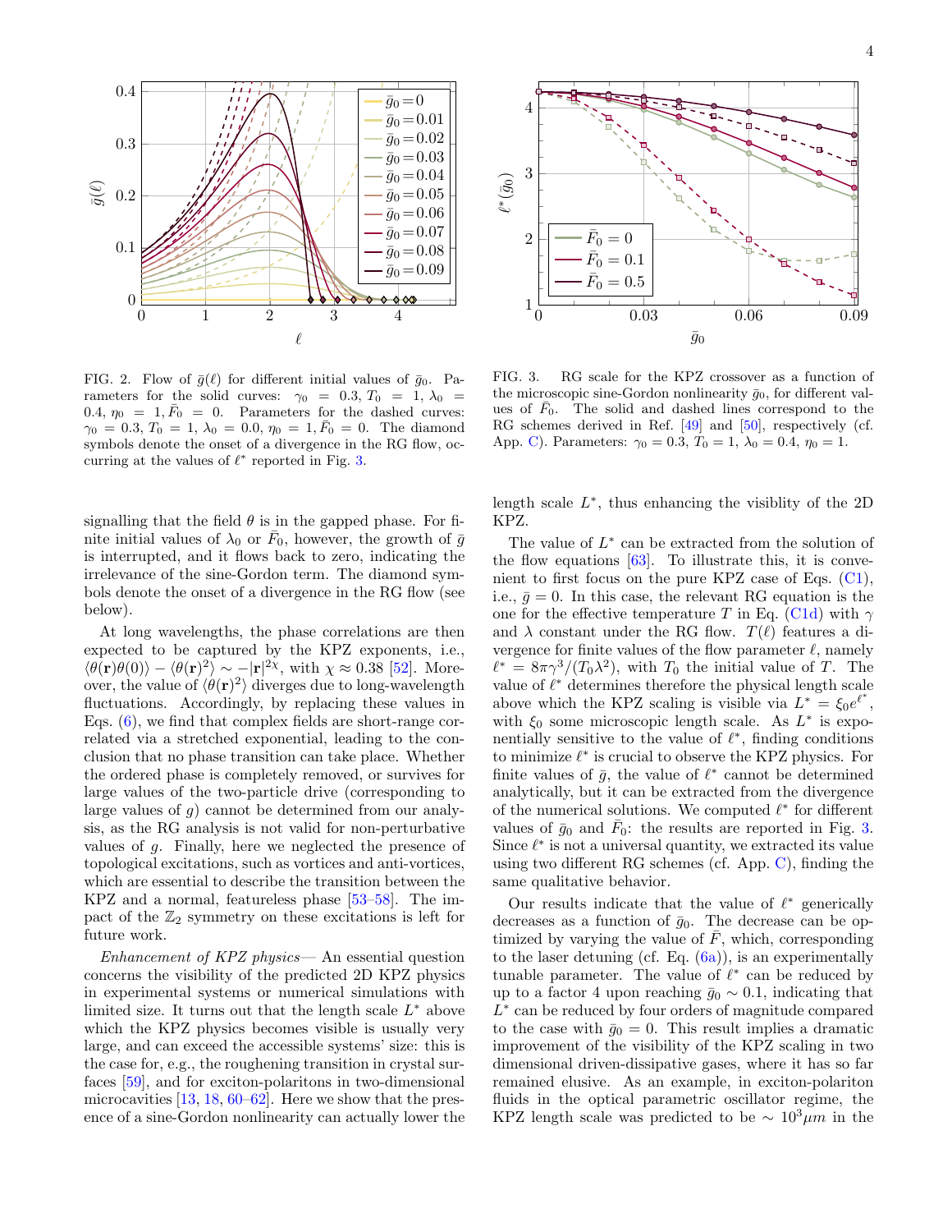FIG. 2. Flow of $\bar{g}(\ell)$ for different initial values of $\bar{g}_0$. Parameters for the solid curves: $\gamma_0 = 0.3, T_0 = 1, \lambda_0 = 0.4, \eta_0 = 1, \bar{F}_0 = 0$. Parameters for the dashed curves: $\gamma_0 = 0.3, T_0 = 1, \lambda_0 = 0.0, \eta_0 = 1, \bar{F}_0 = 0$. The diamond symbols denote the onset of a divergence in the RG flow, occurring at the values of $\ell^*$ reported in Fig. 3.

FIG. 3. RG scale for the KPZ crossover as a function of the microscopic sine-Gordon nonlinearity $\bar{g}_0$, for different values of $\bar{F}_0$. The solid and dashed lines correspond to the RG schemes derived in Ref. [49] and [50], respectively (cf. App. C). Parameters: $\gamma_0 = 0.3$, $T_0 = 1$, $\lambda_0 = 0.4$, $\eta_0 = 1$.

signalling that the field $\theta$ is in the gapped phase. For finite initial values of $\lambda_0$ or $\bar{F}_0$, however, the growth of $\bar{g}$ is interrupted, and it flows back to zero, indicating the irrelevance of the sine-Gordon term. The diamond symbols denote the onset of a divergence in the RG flow (see below).

At long wavelengths, the phase correlations are then expected to be captured by the KPZ exponents, i.e., $\langle\theta(\mathbf{r})\theta(0)\rangle - \langle\theta(\mathbf{r})^2\rangle \sim -|\mathbf{r}|^{2\chi}$, with $\chi \approx 0.38$ [52]. Moreover, the value of $\langle\theta(\mathbf{r})^2\rangle$ diverges due to long-wavelength fluctuations. Accordingly, by replacing these values in Eqs. (6), we find that complex fields are short-range correlated via a stretched exponential, leading to the conclusion that no phase transition can take place. Whether the ordered phase is completely removed, or survives for large values of the two-particle drive (corresponding to large values of $g$) cannot be determined from our analysis, as the RG analysis is not valid for non-perturbative values of $g$. Finally, here we neglected the presence of topological excitations, such as vortices and anti-vortices, which are essential to describe the transition between the KPZ and a normal, featureless phase [53–58]. The impact of the $\mathbb{Z}_2$ symmetry on these excitations is left for future work.

*Enhancement of KPZ physics*— An essential question concerns the visibility of the predicted 2D KPZ physics in experimental systems or numerical simulations with limited size. It turns out that the length scale $L^*$ above which the KPZ physics becomes visible is usually very large, and can exceed the accessible systems' size: this is the case for, e.g., the roughening transition in crystal surfaces [59], and for exciton-polaritons in two-dimensional microcavities [13, 18, 60–62]. Here we show that the presence of a sine-Gordon nonlinearity can actually lower the length scale $L^*$, thus enhancing the visiblity of the 2D KPZ.

The value of $L^*$ can be extracted from the solution of the flow equations [63]. To illustrate this, it is convenient to first focus on the pure KPZ case of Eqs. (C1), i.e., $\bar{g} = 0$. In this case, the relevant RG equation is the one for the effective temperature $T$ in Eq. (C1d) with $\gamma$ and $\lambda$ constant under the RG flow. $T(\ell)$ features a divergence for finite values of the flow parameter $\ell$, namely $\ell^* = 8\pi\gamma^3/(T_0\lambda^2)$, with $T_0$ the initial value of $T$. The value of $\ell^*$ determines therefore the physical length scale above which the KPZ scaling is visible via $L^* = \xi_0 e^{\ell^*}$, with $\xi_0$ some microscopic length scale. As $L^*$ is exponentially sensitive to the value of $\ell^*$, finding conditions to minimize $\ell^*$ is crucial to observe the KPZ physics. For finite values of $\bar{g}$, the value of $\ell^*$ cannot be determined analytically, but it can be extracted from the divergence of the numerical solutions. We computed $\ell^*$ for different values of $\bar{g}_0$ and $\bar{F}_0$: the results are reported in Fig. 3. Since $\ell^*$ is not a universal quantity, we extracted its value using two different RG schemes (cf. App. C), finding the same qualitative behavior.

Our results indicate that the value of $\ell^*$ generically decreases as a function of $\bar{g}_0$. The decrease can be optimized by varying the value of $\bar{F}$, which, corresponding to the laser detuning (cf. Eq. (6a)), is an experimentally tunable parameter. The value of $\ell^*$ can be reduced by up to a factor 4 upon reaching $\bar{g}_0 \sim 0.1$, indicating that $L^*$ can be reduced by four orders of magnitude compared to the case with $\bar{g}_0 = 0$. This result implies a dramatic improvement of the visibility of the KPZ scaling in two dimensional driven-dissipative gases, where it has so far remained elusive. As an example, in exciton-polariton fluids in the optical parametric oscillator regime, the KPZ length scale was predicted to be $\sim 10^3\mu m$ in the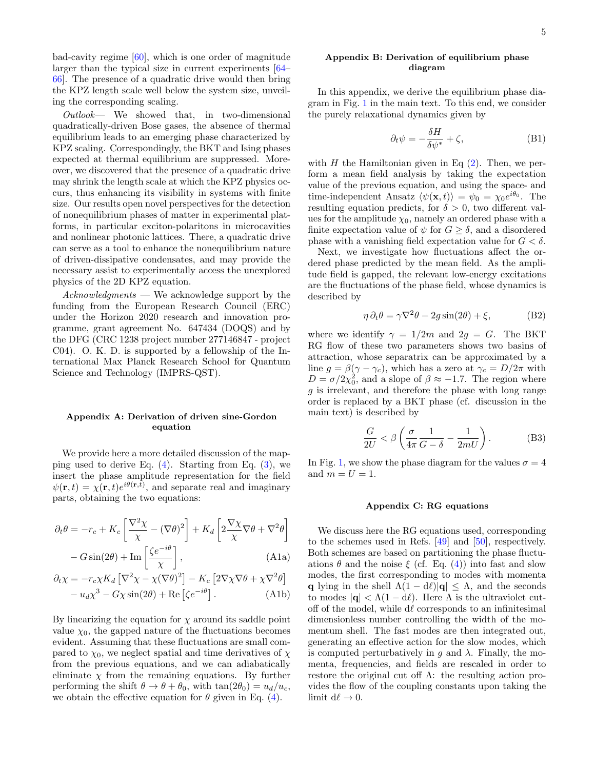bad-cavity regime [60], which is one order of magnitude larger than the typical size in current experiments [64–66]. The presence of a quadratic drive would then bring the KPZ length scale well below the system size, unveiling the corresponding scaling.

*Outlook*— We showed that, in two-dimensional quadratically-driven Bose gases, the absence of thermal equilibrium leads to an emerging phase characterized by KPZ scaling. Correspondingly, the BKT and Ising phases expected at thermal equilibrium are suppressed. Moreover, we discovered that the presence of a quadratic drive may shrink the length scale at which the KPZ physics occurs, thus enhancing its visibility in systems with finite size. Our results open novel perspectives for the detection of nonequilibrium phases of matter in experimental platforms, in particular exciton-polaritons in microcavities and nonlinear photonic lattices. There, a quadratic drive can serve as a tool to enhance the nonequilibrium nature of driven-dissipative condensates, and may provide the necessary assist to experimentally access the unexplored physics of the 2D KPZ equation.

*Acknowledgments* — We acknowledge support by the funding from the European Research Council (ERC) under the Horizon 2020 research and innovation programme, grant agreement No. 647434 (DOQS) and by the DFG (CRC 1238 project number 277146847 - project C04). O. K. D. is supported by a fellowship of the International Max Planck Research School for Quantum Science and Technology (IMPRS-QST).

### Appendix A: Derivation of driven sine-Gordon equation

We provide here a more detailed discussion of the mapping used to derive Eq. (4). Starting from Eq. (3), we insert the phase amplitude representation for the field $\psi(\mathbf{r},t) = \chi(\mathbf{r},t)e^{i\theta(\mathbf{r},t)}$, and separate real and imaginary parts, obtaining the two equations:

$$\partial_t\theta = -r_c + K_c\left[\frac{\nabla^2\chi}{\chi} - (\nabla\theta)^2\right] + K_d\left[2\frac{\nabla\chi}{\chi}\nabla\theta + \nabla^2\theta\right] - G\sin(2\theta) + \mathrm{Im}\left[\frac{\zeta e^{-i\theta}}{\chi}\right], \tag{A1a}$$

$$\partial_t\chi = -r_c\chi K_d\left[\nabla^2\chi - \chi(\nabla\theta)^2\right] - K_c\left[2\nabla\chi\nabla\theta + \chi\nabla^2\theta\right] - u_d\chi^3 - G\chi\sin(2\theta) + \mathrm{Re}\left[\zeta e^{-i\theta}\right]. \tag{A1b}$$

By linearizing the equation for $\chi$ around its saddle point value $\chi_0$, the gapped nature of the fluctuations becomes evident. Assuming that these fluctuations are small compared to $\chi_0$, we neglect spatial and time derivatives of $\chi$ from the previous equations, and we can adiabatically eliminate $\chi$ from the remaining equations. By further performing the shift $\theta \to \theta + \theta_0$, with $\tan(2\theta_0) = u_d/u_c$, we obtain the effective equation for $\theta$ given in Eq. (4).

### Appendix B: Derivation of equilibrium phase diagram

In this appendix, we derive the equilibrium phase diagram in Fig. 1 in the main text. To this end, we consider the purely relaxational dynamics given by

$$\partial_t\psi = -\frac{\delta H}{\delta\psi^*} + \zeta, \tag{B1}$$

with $H$ the Hamiltonian given in Eq (2). Then, we perform a mean field analysis by taking the expectation value of the previous equation, and using the space- and time-independent Ansatz $\langle\psi(\mathbf{x},t)\rangle = \psi_0 = \chi_0 e^{i\theta_0}$. The resulting equation predicts, for $\delta > 0$, two different values for the amplitude $\chi_0$, namely an ordered phase with a finite expectation value of $\psi$ for $G \geq \delta$, and a disordered phase with a vanishing field expectation value for $G < \delta$.

Next, we investigate how fluctuations affect the ordered phase predicted by the mean field. As the amplitude field is gapped, the relevant low-energy excitations are the fluctuations of the phase field, whose dynamics is described by

$$\eta\,\partial_t\theta = \gamma\nabla^2\theta - 2g\sin(2\theta) + \xi, \tag{B2}$$

where we identify $\gamma = 1/2m$ and $2g = G$. The BKT RG flow of these two parameters shows two basins of attraction, whose separatrix can be approximated by a line $g = \beta(\gamma - \gamma_c)$, which has a zero at $\gamma_c = D/2\pi$ with $D = \sigma/2\chi_0^2$, and a slope of $\beta \approx -1.7$. The region where $g$ is irrelevant, and therefore the phase with long range order is replaced by a BKT phase (cf. discussion in the main text) is described by

$$\frac{G}{2U} < \beta\left(\frac{\sigma}{4\pi}\frac{1}{G-\delta} - \frac{1}{2mU}\right). \tag{B3}$$

In Fig. 1, we show the phase diagram for the values $\sigma = 4$ and $m = U = 1$.

### Appendix C: RG equations

We discuss here the RG equations used, corresponding to the schemes used in Refs. [49] and [50], respectively. Both schemes are based on partitioning the phase fluctuations $\theta$ and the noise $\xi$ (cf. Eq. (4)) into fast and slow modes, the first corresponding to modes with momenta $\mathbf{q}$ lying in the shell $\Lambda(1-\mathrm{d}\ell)|\mathbf{q}| \leq \Lambda$, and the seconds to modes $|\mathbf{q}| < \Lambda(1-\mathrm{d}\ell)$. Here $\Lambda$ is the ultraviolet cutoff of the model, while $\mathrm{d}\ell$ corresponds to an infinitesimal dimensionless number controlling the width of the momentum shell. The fast modes are then integrated out, generating an effective action for the slow modes, which is computed perturbatively in $g$ and $\lambda$. Finally, the momenta, frequencies, and fields are rescaled in order to restore the original cut off $\Lambda$: the resulting action provides the flow of the coupling constants upon taking the limit $\mathrm{d}\ell \to 0$.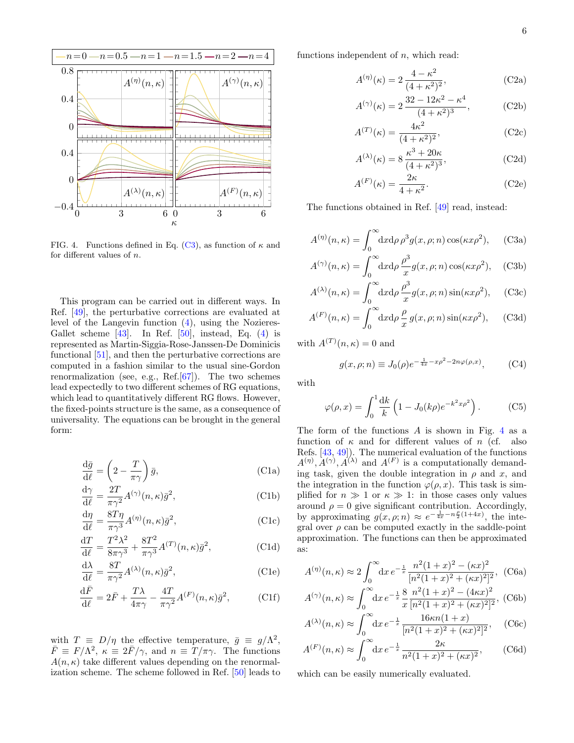FIG. 4. Functions defined in Eq. (C3), as function of $\kappa$ and for different values of $n$.

This program can be carried out in different ways. In Ref. [49], the perturbative corrections are evaluated at level of the Langevin function (4), using the Nozieres-Gallet scheme [43]. In Ref. [50], instead, Eq. (4) is represented as Martin-Siggia-Rose-Janssen-De Dominicis functional [51], and then the perturbative corrections are computed in a fashion similar to the usual sine-Gordon renormalization (see, e.g., Ref.[67]). The two schemes lead expectedly to two different schemes of RG equations, which lead to quantitatively different RG flows. However, the fixed-points structure is the same, as a consequence of universality. The equations can be brought in the general form:

$$\frac{\mathrm{d}\bar{g}}{\mathrm{d}\ell} = \left(2 - \frac{T}{\pi\gamma}\right)\bar{g}, \tag{C1a}$$

$$\frac{\mathrm{d}\gamma}{\mathrm{d}\ell} = \frac{2T}{\pi\gamma^2} A^{(\gamma)}(n,\kappa)\bar{g}^2, \tag{C1b}$$

$$\frac{\mathrm{d}\eta}{\mathrm{d}\ell} = \frac{8T\eta}{\pi\gamma^3} A^{(\eta)}(n,\kappa)\bar{g}^2, \tag{C1c}$$

$$\frac{\mathrm{d}T}{\mathrm{d}\ell} = \frac{T^2\lambda^2}{8\pi\gamma^3} + \frac{8T^2}{\pi\gamma^3} A^{(T)}(n,\kappa)\bar{g}^2, \tag{C1d}$$

$$\frac{\mathrm{d}\lambda}{\mathrm{d}\ell} = \frac{8T}{\pi\gamma^2} A^{(\lambda)}(n,\kappa)\bar{g}^2, \tag{C1e}$$

$$\frac{\mathrm{d}\bar{F}}{\mathrm{d}\ell} = 2\bar{F} + \frac{T\lambda}{4\pi\gamma} - \frac{4T}{\pi\gamma^2} A^{(F)}(n,\kappa)\bar{g}^2, \tag{C1f}$$

with $T \equiv D/\eta$ the effective temperature, $\bar{g} \equiv g/\Lambda^2$, $\bar{F} \equiv F/\Lambda^2$, $\kappa \equiv 2\bar{F}/\gamma$, and $n \equiv T/\pi\gamma$. The functions $A(n,\kappa)$ take different values depending on the renormalization scheme. The scheme followed in Ref. [50] leads to functions independent of $n$, which read:

$$A^{(\eta)}(\kappa) = 2\,\frac{4-\kappa^2}{(4+\kappa^2)^2}, \tag{C2a}$$

$$A^{(\gamma)}(\kappa) = 2\,\frac{32 - 12\kappa^2 - \kappa^4}{(4+\kappa^2)^3}, \tag{C2b}$$

$$A^{(T)}(\kappa) = \frac{4\kappa^2}{(4+\kappa^2)^2}, \tag{C2c}$$

$$A^{(\lambda)}(\kappa) = 8\,\frac{\kappa^3 + 20\kappa}{(4+\kappa^2)^3}, \tag{C2d}$$

$$A^{(F)}(\kappa) = \frac{2\kappa}{4+\kappa^2}. \tag{C2e}$$

The functions obtained in Ref. [49] read, instead:

$$A^{(\eta)}(n,\kappa) = \int_0^\infty \mathrm{d}x\mathrm{d}\rho\, \rho^3 g(x,\rho;n)\cos(\kappa x\rho^2), \tag{C3a}$$

$$A^{(\gamma)}(n,\kappa) = \int_0^\infty \mathrm{d}x\mathrm{d}\rho\, \frac{\rho^3}{x} g(x,\rho;n)\cos(\kappa x\rho^2), \tag{C3b}$$

$$A^{(\lambda)}(n,\kappa) = \int_0^\infty \mathrm{d}x\mathrm{d}\rho\, \frac{\rho^3}{x} g(x,\rho;n)\sin(\kappa x\rho^2), \tag{C3c}$$

$$A^{(F)}(n,\kappa) = \int_0^\infty \mathrm{d}x\mathrm{d}\rho\, \frac{\rho}{x}\, g(x,\rho;n)\sin(\kappa x\rho^2), \tag{C3d}$$

with $A^{(T)}(n,\kappa) = 0$ and

$$g(x,\rho;n) \equiv J_0(\rho) e^{-\frac{1}{4x} - x\rho^2 - 2n\varphi(\rho,x)}, \tag{C4}$$

with

$$\varphi(\rho,x) = \int_0^1 \frac{\mathrm{d}k}{k}\left(1 - J_0(k\rho)e^{-k^2x\rho^2}\right). \tag{C5}$$

The form of the functions $A$ is shown in Fig. 4 as a function of $\kappa$ and for different values of $n$ (cf. also Refs. [43, 49]). The numerical evaluation of the functions $A^{(\eta)}, A^{(\gamma)}, A^{(\lambda)}$ and $A^{(F)}$ is a computationally demanding task, given the double integration in $\rho$ and $x$, and the integration in the function $\varphi(\rho,x)$. This task is simplified for $n \gg 1$ or $\kappa \gg 1$: in those cases only values around $\rho = 0$ give significant contribution. Accordingly, by approximating $g(x,\rho;n) \approx e^{-\frac{1}{4x} - n\frac{\rho}{2}(1+4x)}$, the integral over $\rho$ can be computed exactly in the saddle-point approximation. The functions can then be approximated as:

$$A^{(\eta)}(n,\kappa) \approx 2\int_0^\infty \mathrm{d}x\, e^{-\frac{1}{x}}\, \frac{n^2(1+x)^2 - (\kappa x)^2}{[n^2(1+x)^2 + (\kappa x)^2]^2}, \tag{C6a}$$

$$A^{(\gamma)}(n,\kappa) \approx \int_0^\infty \mathrm{d}x\, e^{-\frac{1}{x}}\, \frac{8}{x}\, \frac{n^2(1+x)^2 - (4\kappa x)^2}{[n^2(1+x)^2 + (\kappa x)^2]^2}, \tag{C6b}$$

$$A^{(\lambda)}(n,\kappa) \approx \int_0^\infty \mathrm{d}x\, e^{-\frac{1}{x}}\, \frac{16\kappa n(1+x)}{[n^2(1+x)^2 + (\kappa x)^2]^2}, \tag{C6c}$$

$$A^{(F)}(n,\kappa) \approx \int_0^\infty \mathrm{d}x\, e^{-\frac{1}{x}}\, \frac{2\kappa}{n^2(1+x)^2 + (\kappa x)^2}, \tag{C6d}$$

which can be easily numerically evaluated.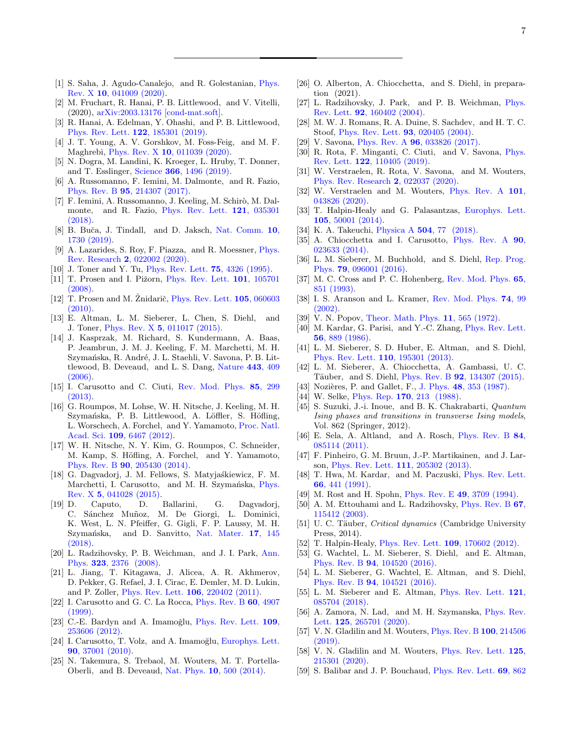[1] S. Saha, J. Agudo-Canalejo, and R. Golestanian, Phys. Rev. X **10**, 041009 (2020).

[2] M. Fruchart, R. Hanai, P. B. Littlewood, and V. Vitelli, (2020), arXiv:2003.13176 [cond-mat.soft].

[3] R. Hanai, A. Edelman, Y. Ohashi, and P. B. Littlewood, Phys. Rev. Lett. **122**, 185301 (2019).

[4] J. T. Young, A. V. Gorshkov, M. Foss-Feig, and M. F. Maghrebi, Phys. Rev. X **10**, 011039 (2020).

[5] N. Dogra, M. Landini, K. Kroeger, L. Hruby, T. Donner, and T. Esslinger, Science **366**, 1496 (2019).

[6] A. Russomanno, F. Iemini, M. Dalmonte, and R. Fazio, Phys. Rev. B **95**, 214307 (2017).

[7] F. Iemini, A. Russomanno, J. Keeling, M. Schirò, M. Dalmonte, and R. Fazio, Phys. Rev. Lett. **121**, 035301 (2018).

[8] B. Buča, J. Tindall, and D. Jaksch, Nat. Comm. **10**, 1730 (2019).

[9] A. Lazarides, S. Roy, F. Piazza, and R. Moessner, Phys. Rev. Research **2**, 022002 (2020).

[10] J. Toner and Y. Tu, Phys. Rev. Lett. **75**, 4326 (1995).

[11] T. Prosen and I. Pižorn, Phys. Rev. Lett. **101**, 105701 (2008).

[12] T. Prosen and M. Žnidarič, Phys. Rev. Lett. **105**, 060603 (2010).

[13] E. Altman, L. M. Sieberer, L. Chen, S. Diehl, and J. Toner, Phys. Rev. X **5**, 011017 (2015).

[14] J. Kasprzak, M. Richard, S. Kundermann, A. Baas, P. Jeambrun, J. M. J. Keeling, F. M. Marchetti, M. H. Szymańska, R. André, J. L. Staehli, V. Savona, P. B. Littlewood, B. Deveaud, and L. S. Dang, Nature **443**, 409 (2006).

[15] I. Carusotto and C. Ciuti, Rev. Mod. Phys. **85**, 299 (2013).

[16] G. Roumpos, M. Lohse, W. H. Nitsche, J. Keeling, M. H. Szymańska, P. B. Littlewood, A. Löffler, S. Höfling, L. Worschech, A. Forchel, and Y. Yamamoto, Proc. Natl. Acad. Sci. **109**, 6467 (2012).

[17] W. H. Nitsche, N. Y. Kim, G. Roumpos, C. Schneider, M. Kamp, S. Höfling, A. Forchel, and Y. Yamamoto, Phys. Rev. B **90**, 205430 (2014).

[18] G. Dagvadorj, J. M. Fellows, S. Matyjaśkiewicz, F. M. Marchetti, I. Carusotto, and M. H. Szymańska, Phys. Rev. X **5**, 041028 (2015).

[19] D. Caputo, D. Ballarini, G. Dagvadorj, C. Sánchez Muñoz, M. De Giorgi, L. Dominici, K. West, L. N. Pfeiffer, G. Gigli, F. P. Laussy, M. H. Szymańska, and D. Sanvitto, Nat. Mater. **17**, 145 (2018).

[20] L. Radzihovsky, P. B. Weichman, and J. I. Park, Ann. Phys. **323**, 2376 (2008).

[21] L. Jiang, T. Kitagawa, J. Alicea, A. R. Akhmerov, D. Pekker, G. Refael, J. I. Cirac, E. Demler, M. D. Lukin, and P. Zoller, Phys. Rev. Lett. **106**, 220402 (2011).

[22] I. Carusotto and G. C. La Rocca, Phys. Rev. B **60**, 4907 (1999).

[23] C.-E. Bardyn and A. Imamoğlu, Phys. Rev. Lett. **109**, 253606 (2012).

[24] I. Carusotto, T. Volz, and A. Imamoğlu, Europhys. Lett. **90**, 37001 (2010).

[25] N. Takemura, S. Trebaol, M. Wouters, M. T. Portella-Oberli, and B. Deveaud, Nat. Phys. **10**, 500 (2014).

[26] O. Alberton, A. Chiocchetta, and S. Diehl, in preparation (2021).

[27] L. Radzihovsky, J. Park, and P. B. Weichman, Phys. Rev. Lett. **92**, 160402 (2004).

[28] M. W. J. Romans, R. A. Duine, S. Sachdev, and H. T. C. Stoof, Phys. Rev. Lett. **93**, 020405 (2004).

[29] V. Savona, Phys. Rev. A **96**, 033826 (2017).

[30] R. Rota, F. Minganti, C. Ciuti, and V. Savona, Phys. Rev. Lett. **122**, 110405 (2019).

[31] W. Verstraelen, R. Rota, V. Savona, and M. Wouters, Phys. Rev. Research **2**, 022037 (2020).

[32] W. Verstraelen and M. Wouters, Phys. Rev. A **101**, 043826 (2020).

[33] T. Halpin-Healy and G. Palasantzas, Europhys. Lett. **105**, 50001 (2014).

[34] K. A. Takeuchi, Physica A **504**, 77 (2018).

[35] A. Chiocchetta and I. Carusotto, Phys. Rev. A **90**, 023633 (2014).

[36] L. M. Sieberer, M. Buchhold, and S. Diehl, Rep. Prog. Phys. **79**, 096001 (2016).

[37] M. C. Cross and P. C. Hohenberg, Rev. Mod. Phys. **65**, 851 (1993).

[38] I. S. Aranson and L. Kramer, Rev. Mod. Phys. **74**, 99 (2002).

[39] V. N. Popov, Theor. Math. Phys. **11**, 565 (1972).

[40] M. Kardar, G. Parisi, and Y.-C. Zhang, Phys. Rev. Lett. **56**, 889 (1986).

[41] L. M. Sieberer, S. D. Huber, E. Altman, and S. Diehl, Phys. Rev. Lett. **110**, 195301 (2013).

[42] L. M. Sieberer, A. Chiocchetta, A. Gambassi, U. C. Täuber, and S. Diehl, Phys. Rev. B **92**, 134307 (2015).

[43] Nozières, P. and Gallet, F., J. Phys. **48**, 353 (1987).

[44] W. Selke, Phys. Rep. **170**, 213 (1988).

[45] S. Suzuki, J.-i. Inoue, and B. K. Chakrabarti, *Quantum Ising phases and transitions in transverse Ising models*, Vol. 862 (Springer, 2012).

[46] E. Sela, A. Altland, and A. Rosch, Phys. Rev. B **84**, 085114 (2011).

[47] F. Pinheiro, G. M. Bruun, J.-P. Martikainen, and J. Larson, Phys. Rev. Lett. **111**, 205302 (2013).

[48] T. Hwa, M. Kardar, and M. Paczuski, Phys. Rev. Lett. **66**, 441 (1991).

[49] M. Rost and H. Spohn, Phys. Rev. E **49**, 3709 (1994).

[50] A. M. Ettouhami and L. Radzihovsky, Phys. Rev. B **67**, 115412 (2003).

[51] U. C. Täuber, *Critical dynamics* (Cambridge University Press, 2014).

[52] T. Halpin-Healy, Phys. Rev. Lett. **109**, 170602 (2012).

[53] G. Wachtel, L. M. Sieberer, S. Diehl, and E. Altman, Phys. Rev. B **94**, 104520 (2016).

[54] L. M. Sieberer, G. Wachtel, E. Altman, and S. Diehl, Phys. Rev. B **94**, 104521 (2016).

[55] L. M. Sieberer and E. Altman, Phys. Rev. Lett. **121**, 085704 (2018).

[56] A. Zamora, N. Lad, and M. H. Szymanska, Phys. Rev. Lett. **125**, 265701 (2020).

[57] V. N. Gladilin and M. Wouters, Phys. Rev. B **100**, 214506 (2019).

[58] V. N. Gladilin and M. Wouters, Phys. Rev. Lett. **125**, 215301 (2020).

[59] S. Balibar and J. P. Bouchaud, Phys. Rev. Lett. **69**, 862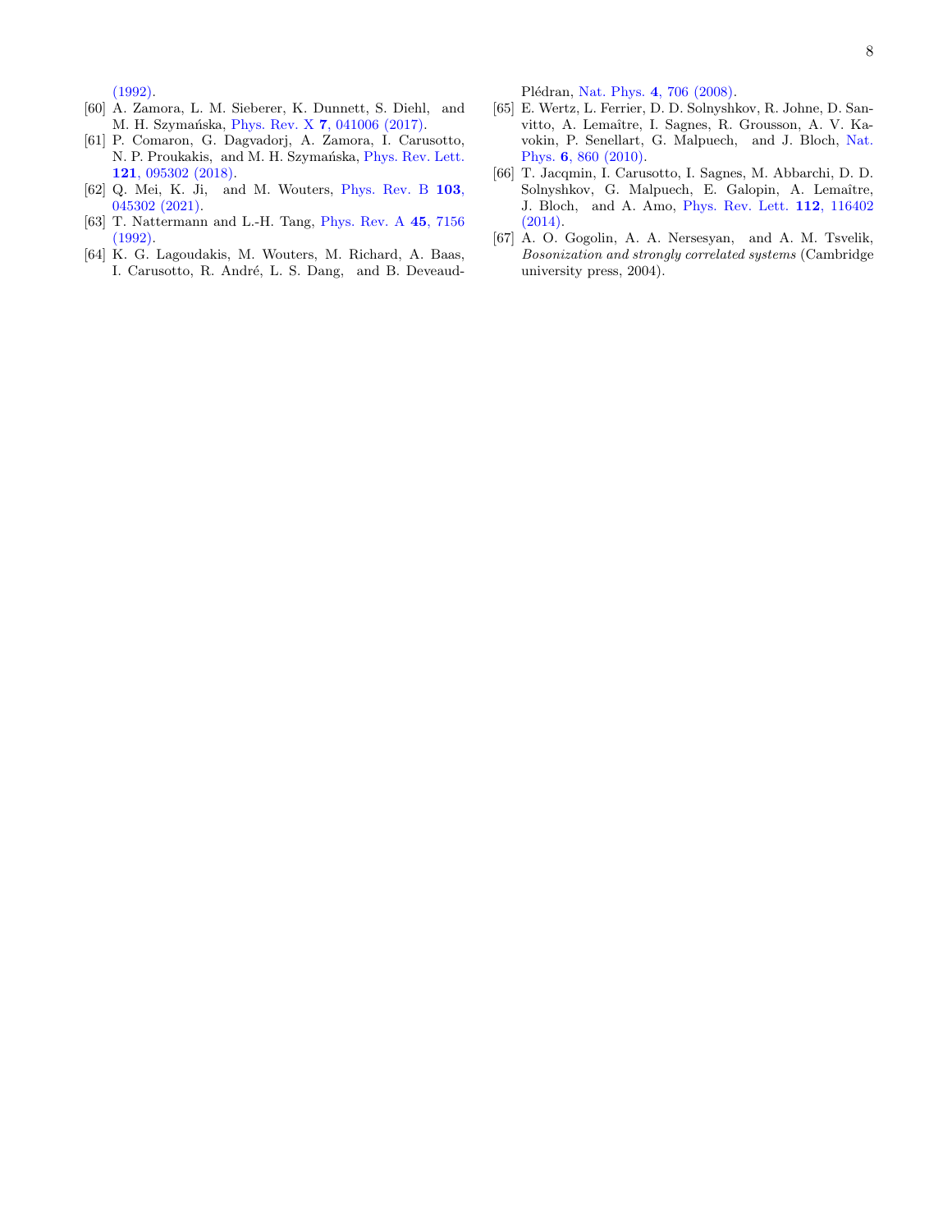(1992).

[60] A. Zamora, L. M. Sieberer, K. Dunnett, S. Diehl, and M. H. Szymańska, Phys. Rev. X **7**, 041006 (2017).

[61] P. Comaron, G. Dagvadorj, A. Zamora, I. Carusotto, N. P. Proukakis, and M. H. Szymańska, Phys. Rev. Lett. **121**, 095302 (2018).

[62] Q. Mei, K. Ji, and M. Wouters, Phys. Rev. B **103**, 045302 (2021).

[63] T. Nattermann and L.-H. Tang, Phys. Rev. A **45**, 7156 (1992).

[64] K. G. Lagoudakis, M. Wouters, M. Richard, A. Baas, I. Carusotto, R. André, L. S. Dang, and B. Deveaud-Plédran, Nat. Phys. **4**, 706 (2008).

[65] E. Wertz, L. Ferrier, D. D. Solnyshkov, R. Johne, D. Sanvitto, A. Lemaître, I. Sagnes, R. Grousson, A. V. Kavokin, P. Senellart, G. Malpuech, and J. Bloch, Nat. Phys. **6**, 860 (2010).

[66] T. Jacqmin, I. Carusotto, I. Sagnes, M. Abbarchi, D. D. Solnyshkov, G. Malpuech, E. Galopin, A. Lemaître, J. Bloch, and A. Amo, Phys. Rev. Lett. **112**, 116402 (2014).

[67] A. O. Gogolin, A. A. Nersesyan, and A. M. Tsvelik, *Bosonization and strongly correlated systems* (Cambridge university press, 2004).